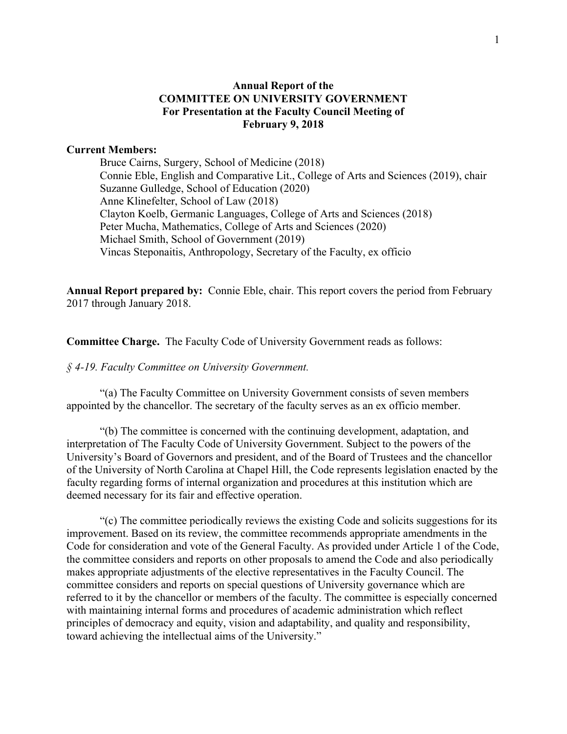# Annual Report of the COMMITTEE ON UNIVERSITY GOVERNMENT For Presentation at the Faculty Council Meeting of February 9, 2018

**Current Members:**

Bruce Cairns, Surgery, School of Medicine (2018)
Connie Eble, English and Comparative Lit., College of Arts and Sciences (2019), chair
Suzanne Gulledge, School of Education (2020)
Anne Klinefelter, School of Law (2018)
Clayton Koelb, Germanic Languages, College of Arts and Sciences (2018)
Peter Mucha, Mathematics, College of Arts and Sciences (2020)
Michael Smith, School of Government (2019)
Vincas Steponaitis, Anthropology, Secretary of the Faculty, ex officio

**Annual Report prepared by:** Connie Eble, chair. This report covers the period from February 2017 through January 2018.

**Committee Charge.** The Faculty Code of University Government reads as follows:

*§ 4-19. Faculty Committee on University Government.*

"(a) The Faculty Committee on University Government consists of seven members appointed by the chancellor. The secretary of the faculty serves as an ex officio member.

"(b) The committee is concerned with the continuing development, adaptation, and interpretation of The Faculty Code of University Government. Subject to the powers of the University's Board of Governors and president, and of the Board of Trustees and the chancellor of the University of North Carolina at Chapel Hill, the Code represents legislation enacted by the faculty regarding forms of internal organization and procedures at this institution which are deemed necessary for its fair and effective operation.

"(c) The committee periodically reviews the existing Code and solicits suggestions for its improvement. Based on its review, the committee recommends appropriate amendments in the Code for consideration and vote of the General Faculty. As provided under Article 1 of the Code, the committee considers and reports on other proposals to amend the Code and also periodically makes appropriate adjustments of the elective representatives in the Faculty Council. The committee considers and reports on special questions of University governance which are referred to it by the chancellor or members of the faculty. The committee is especially concerned with maintaining internal forms and procedures of academic administration which reflect principles of democracy and equity, vision and adaptability, and quality and responsibility, toward achieving the intellectual aims of the University."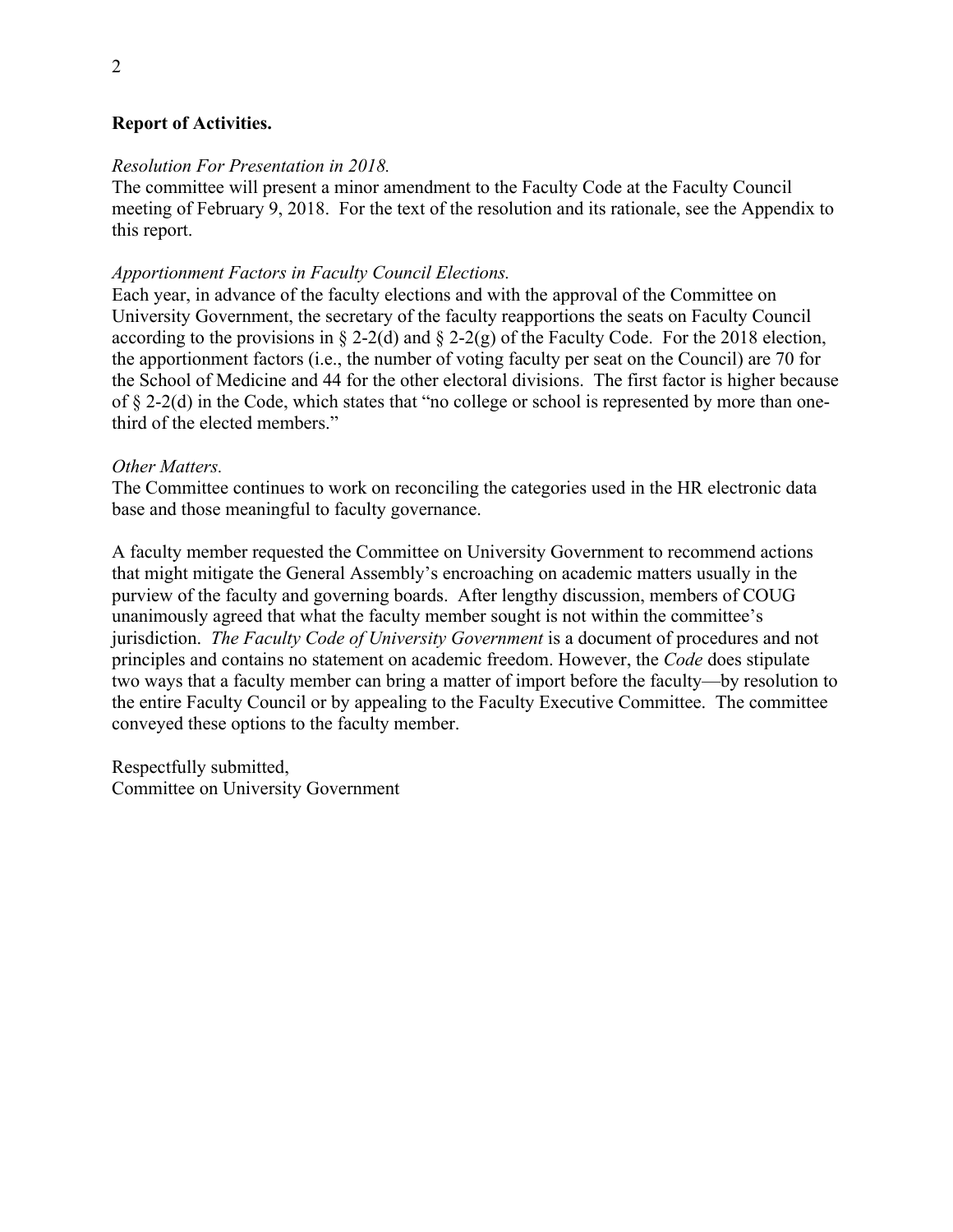**Report of Activities.**

*Resolution For Presentation in 2018.*
The committee will present a minor amendment to the Faculty Code at the Faculty Council meeting of February 9, 2018. For the text of the resolution and its rationale, see the Appendix to this report.

*Apportionment Factors in Faculty Council Elections.*
Each year, in advance of the faculty elections and with the approval of the Committee on University Government, the secretary of the faculty reapportions the seats on Faculty Council according to the provisions in § 2-2(d) and § 2-2(g) of the Faculty Code. For the 2018 election, the apportionment factors (i.e., the number of voting faculty per seat on the Council) are 70 for the School of Medicine and 44 for the other electoral divisions. The first factor is higher because of § 2-2(d) in the Code, which states that "no college or school is represented by more than one-third of the elected members."

*Other Matters.*
The Committee continues to work on reconciling the categories used in the HR electronic data base and those meaningful to faculty governance.

A faculty member requested the Committee on University Government to recommend actions that might mitigate the General Assembly's encroaching on academic matters usually in the purview of the faculty and governing boards. After lengthy discussion, members of COUG unanimously agreed that what the faculty member sought is not within the committee's jurisdiction. *The Faculty Code of University Government* is a document of procedures and not principles and contains no statement on academic freedom. However, the *Code* does stipulate two ways that a faculty member can bring a matter of import before the faculty—by resolution to the entire Faculty Council or by appealing to the Faculty Executive Committee. The committee conveyed these options to the faculty member.

Respectfully submitted,
Committee on University Government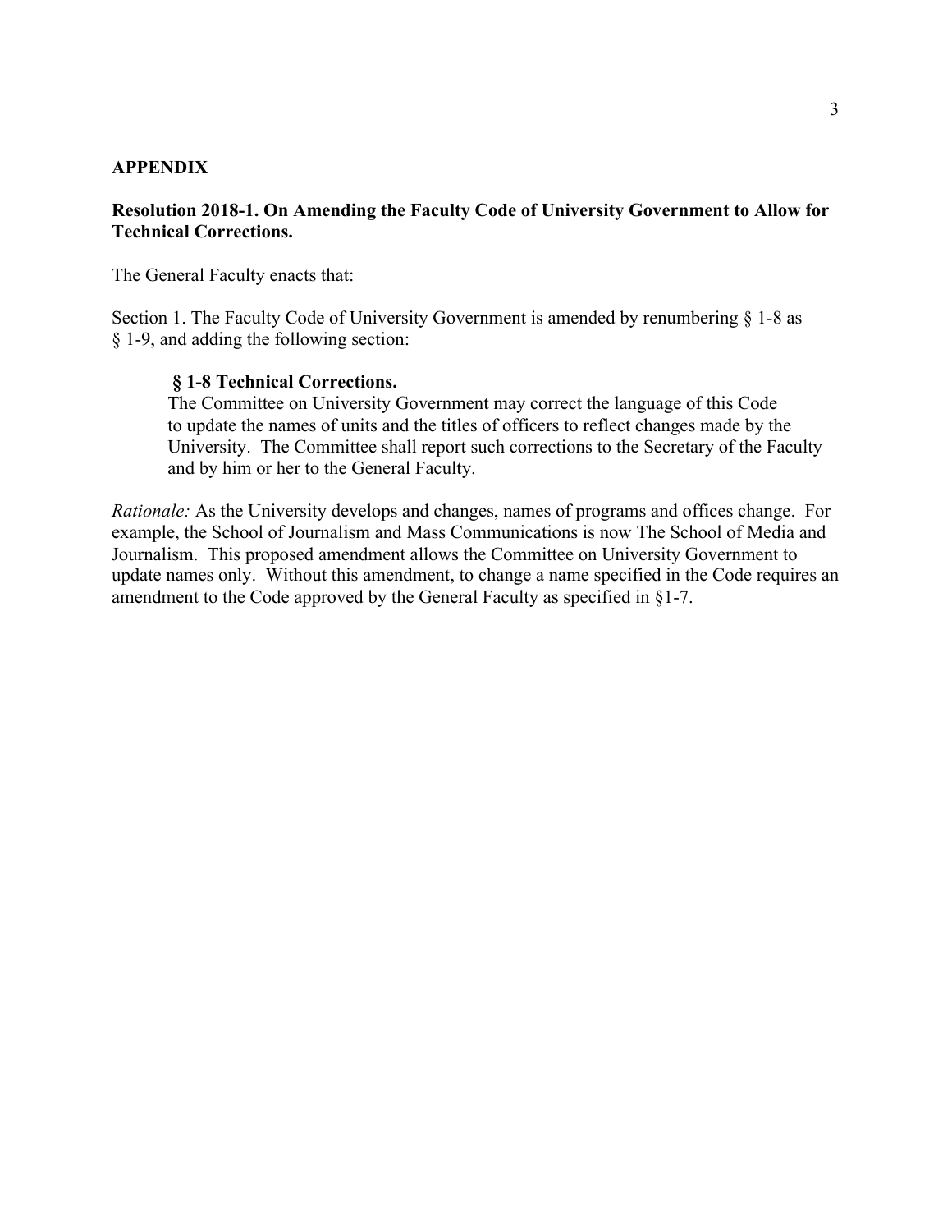## APPENDIX

### Resolution 2018-1. On Amending the Faculty Code of University Government to Allow for Technical Corrections.

The General Faculty enacts that:

Section 1. The Faculty Code of University Government is amended by renumbering § 1-8 as § 1-9, and adding the following section:

> **§ 1-8 Technical Corrections.**
> The Committee on University Government may correct the language of this Code to update the names of units and the titles of officers to reflect changes made by the University. The Committee shall report such corrections to the Secretary of the Faculty and by him or her to the General Faculty.

*Rationale:* As the University develops and changes, names of programs and offices change. For example, the School of Journalism and Mass Communications is now The School of Media and Journalism. This proposed amendment allows the Committee on University Government to update names only. Without this amendment, to change a name specified in the Code requires an amendment to the Code approved by the General Faculty as specified in §1-7.